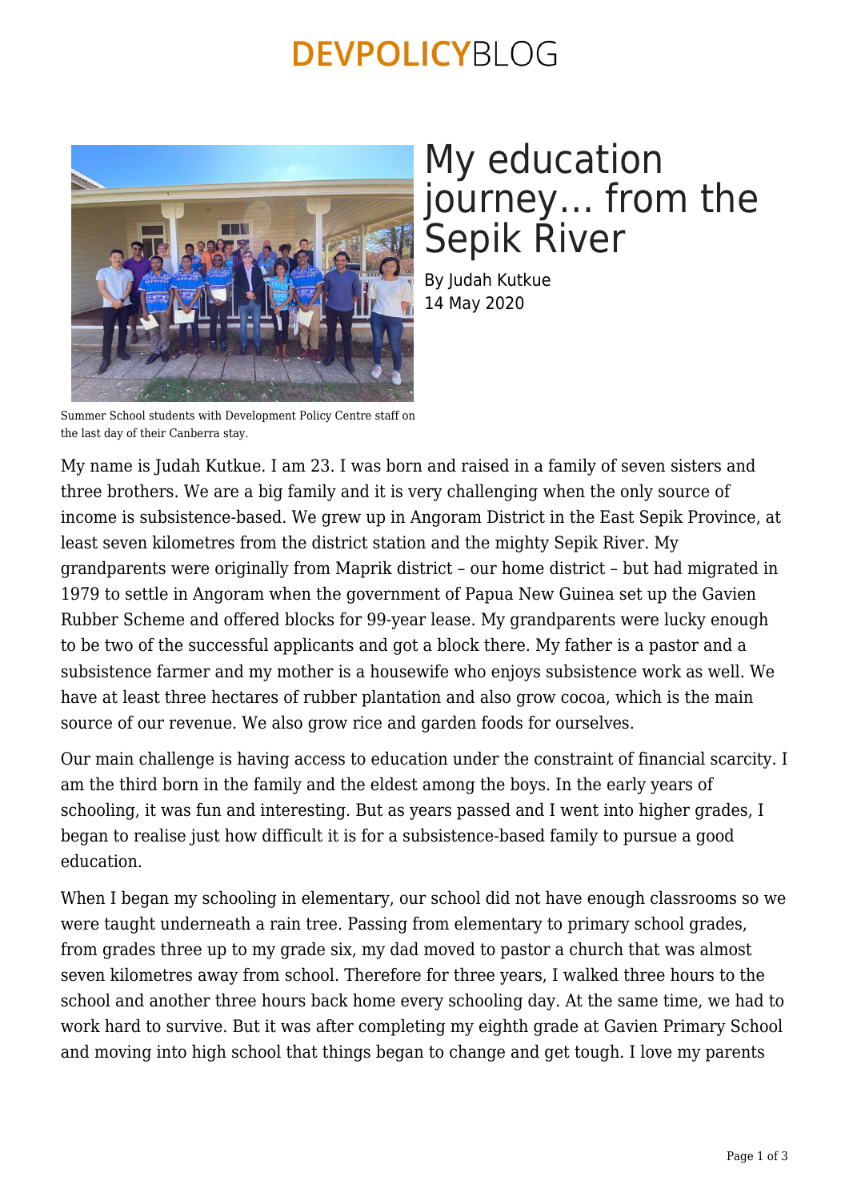# My education journey… from the Sepik River

By Judah Kutkue
14 May 2020

Summer School students with Development Policy Centre staff on the last day of their Canberra stay.

My name is Judah Kutkue. I am 23. I was born and raised in a family of seven sisters and three brothers. We are a big family and it is very challenging when the only source of income is subsistence-based. We grew up in Angoram District in the East Sepik Province, at least seven kilometres from the district station and the mighty Sepik River. My grandparents were originally from Maprik district – our home district – but had migrated in 1979 to settle in Angoram when the government of Papua New Guinea set up the Gavien Rubber Scheme and offered blocks for 99-year lease. My grandparents were lucky enough to be two of the successful applicants and got a block there. My father is a pastor and a subsistence farmer and my mother is a housewife who enjoys subsistence work as well. We have at least three hectares of rubber plantation and also grow cocoa, which is the main source of our revenue. We also grow rice and garden foods for ourselves.

Our main challenge is having access to education under the constraint of financial scarcity. I am the third born in the family and the eldest among the boys. In the early years of schooling, it was fun and interesting. But as years passed and I went into higher grades, I began to realise just how difficult it is for a subsistence-based family to pursue a good education.

When I began my schooling in elementary, our school did not have enough classrooms so we were taught underneath a rain tree. Passing from elementary to primary school grades, from grades three up to my grade six, my dad moved to pastor a church that was almost seven kilometres away from school. Therefore for three years, I walked three hours to the school and another three hours back home every schooling day. At the same time, we had to work hard to survive. But it was after completing my eighth grade at Gavien Primary School and moving into high school that things began to change and get tough. I love my parents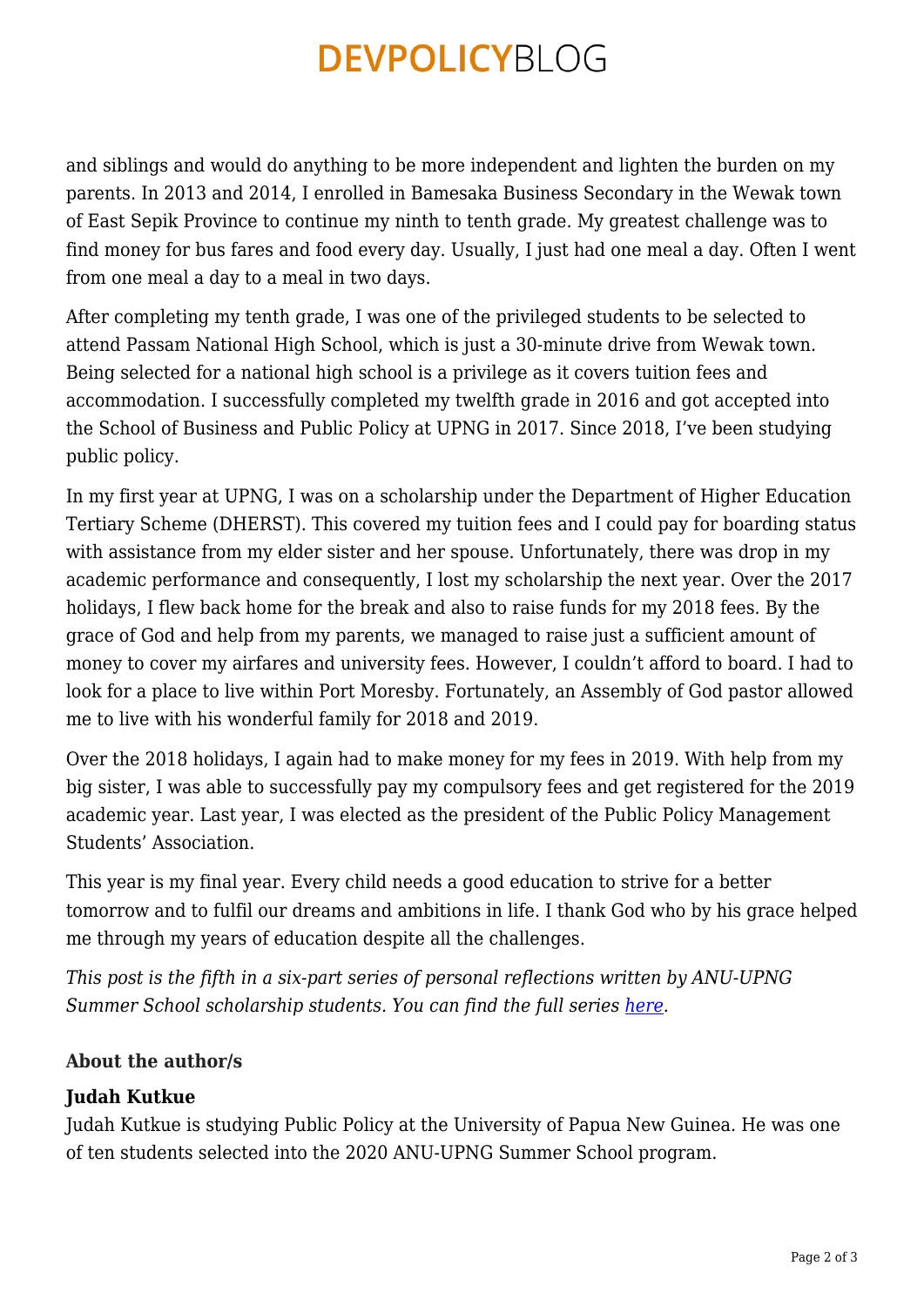and siblings and would do anything to be more independent and lighten the burden on my parents. In 2013 and 2014, I enrolled in Bamesaka Business Secondary in the Wewak town of East Sepik Province to continue my ninth to tenth grade. My greatest challenge was to find money for bus fares and food every day. Usually, I just had one meal a day. Often I went from one meal a day to a meal in two days.

After completing my tenth grade, I was one of the privileged students to be selected to attend Passam National High School, which is just a 30-minute drive from Wewak town. Being selected for a national high school is a privilege as it covers tuition fees and accommodation. I successfully completed my twelfth grade in 2016 and got accepted into the School of Business and Public Policy at UPNG in 2017. Since 2018, I've been studying public policy.

In my first year at UPNG, I was on a scholarship under the Department of Higher Education Tertiary Scheme (DHERST). This covered my tuition fees and I could pay for boarding status with assistance from my elder sister and her spouse. Unfortunately, there was drop in my academic performance and consequently, I lost my scholarship the next year. Over the 2017 holidays, I flew back home for the break and also to raise funds for my 2018 fees. By the grace of God and help from my parents, we managed to raise just a sufficient amount of money to cover my airfares and university fees. However, I couldn't afford to board. I had to look for a place to live within Port Moresby. Fortunately, an Assembly of God pastor allowed me to live with his wonderful family for 2018 and 2019.

Over the 2018 holidays, I again had to make money for my fees in 2019. With help from my big sister, I was able to successfully pay my compulsory fees and get registered for the 2019 academic year. Last year, I was elected as the president of the Public Policy Management Students' Association.

This year is my final year. Every child needs a good education to strive for a better tomorrow and to fulfil our dreams and ambitions in life. I thank God who by his grace helped me through my years of education despite all the challenges.

*This post is the fifth in a six-part series of personal reflections written by ANU-UPNG Summer School scholarship students. You can find the full series [here](#).*

### About the author/s

**Judah Kutkue**
Judah Kutkue is studying Public Policy at the University of Papua New Guinea. He was one of ten students selected into the 2020 ANU-UPNG Summer School program.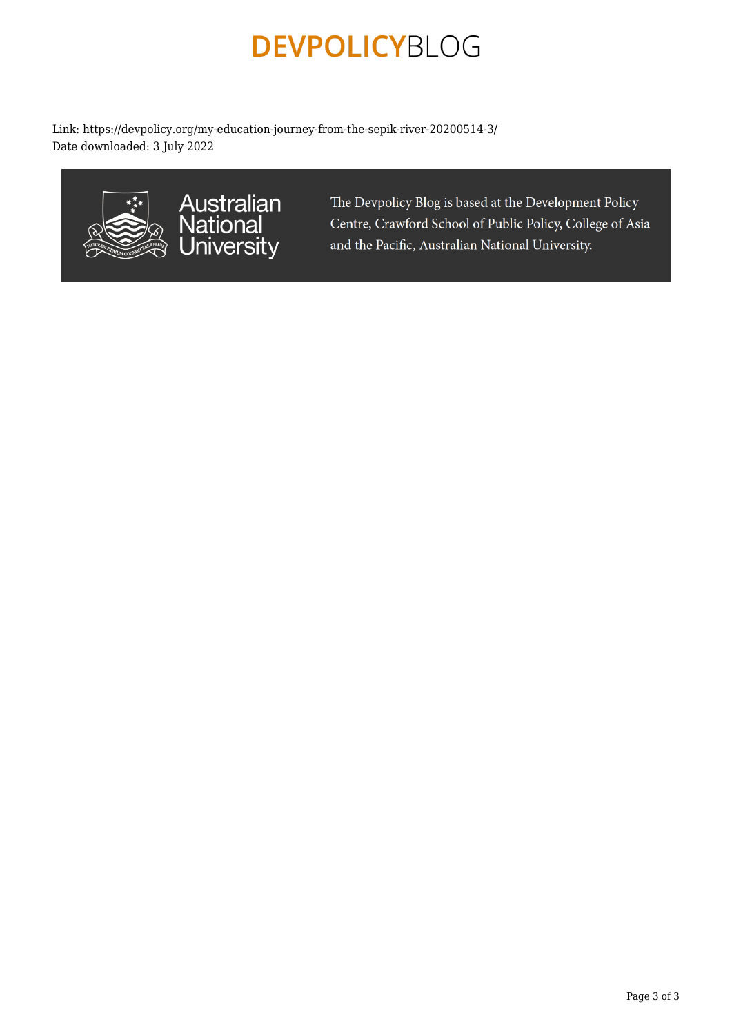Link: https://devpolicy.org/my-education-journey-from-the-sepik-river-20200514-3/
Date downloaded: 3 July 2022

Australian National University

The Devpolicy Blog is based at the Development Policy Centre, Crawford School of Public Policy, College of Asia and the Pacific, Australian National University.